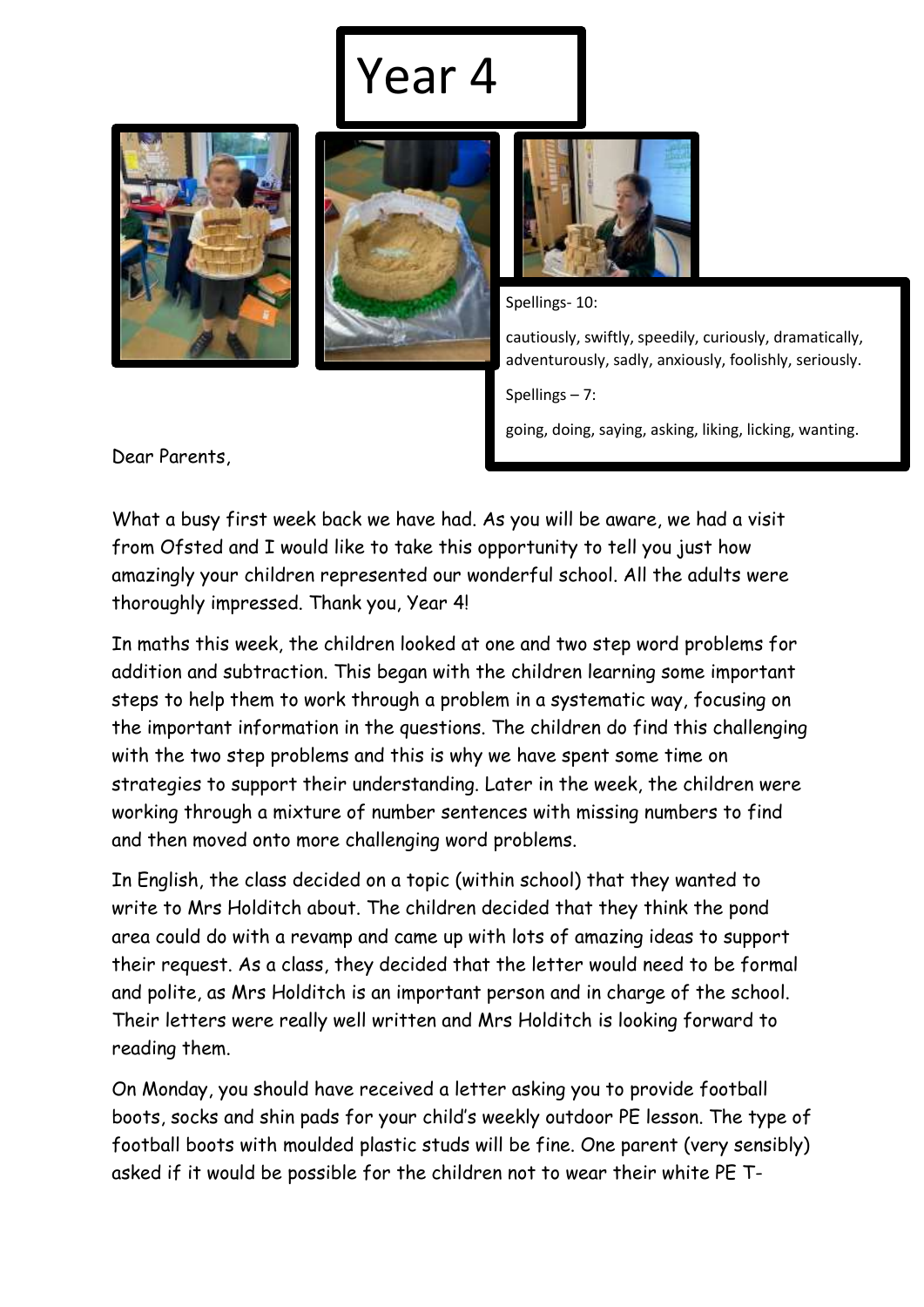# Year 4

Spellings- 10:

cautiously, swiftly, speedily, curiously, dramatically, adventurously, sadly, anxiously, foolishly, seriously.

Spellings – 7:

going, doing, saying, asking, liking, licking, wanting.

Dear Parents,

What a busy first week back we have had. As you will be aware, we had a visit from Ofsted and I would like to take this opportunity to tell you just how amazingly your children represented our wonderful school. All the adults were thoroughly impressed. Thank you, Year 4!

In maths this week, the children looked at one and two step word problems for addition and subtraction. This began with the children learning some important steps to help them to work through a problem in a systematic way, focusing on the important information in the questions. The children do find this challenging with the two step problems and this is why we have spent some time on strategies to support their understanding. Later in the week, the children were working through a mixture of number sentences with missing numbers to find and then moved onto more challenging word problems.

In English, the class decided on a topic (within school) that they wanted to write to Mrs Holditch about. The children decided that they think the pond area could do with a revamp and came up with lots of amazing ideas to support their request. As a class, they decided that the letter would need to be formal and polite, as Mrs Holditch is an important person and in charge of the school. Their letters were really well written and Mrs Holditch is looking forward to reading them.

On Monday, you should have received a letter asking you to provide football boots, socks and shin pads for your child's weekly outdoor PE lesson. The type of football boots with moulded plastic studs will be fine. One parent (very sensibly) asked if it would be possible for the children not to wear their white PE T-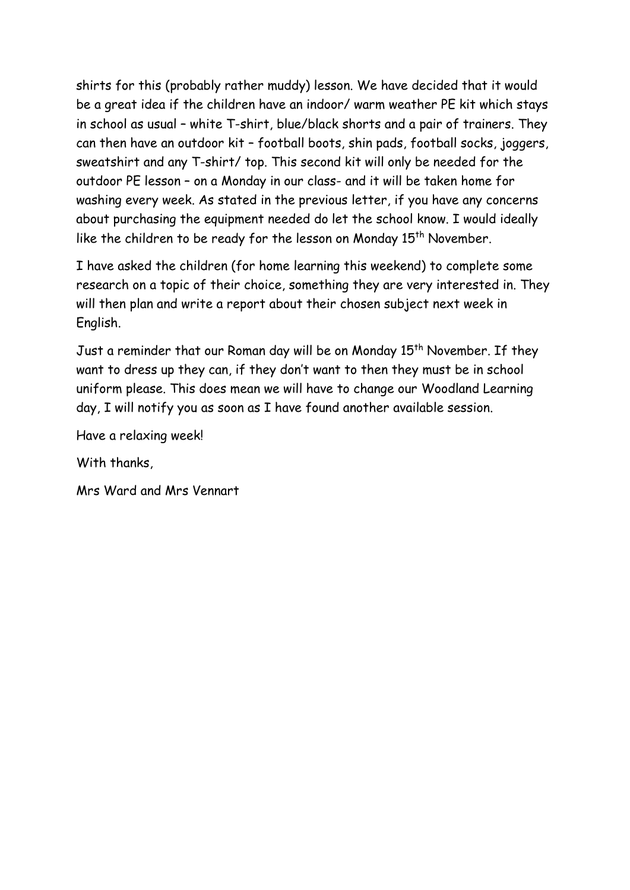shirts for this (probably rather muddy) lesson. We have decided that it would be a great idea if the children have an indoor/ warm weather PE kit which stays in school as usual – white T-shirt, blue/black shorts and a pair of trainers. They can then have an outdoor kit – football boots, shin pads, football socks, joggers, sweatshirt and any T-shirt/ top. This second kit will only be needed for the outdoor PE lesson – on a Monday in our class- and it will be taken home for washing every week. As stated in the previous letter, if you have any concerns about purchasing the equipment needed do let the school know. I would ideally like the children to be ready for the lesson on Monday 15th November.

I have asked the children (for home learning this weekend) to complete some research on a topic of their choice, something they are very interested in. They will then plan and write a report about their chosen subject next week in English.

Just a reminder that our Roman day will be on Monday 15th November. If they want to dress up they can, if they don't want to then they must be in school uniform please. This does mean we will have to change our Woodland Learning day, I will notify you as soon as I have found another available session.

Have a relaxing week!

With thanks,

Mrs Ward and Mrs Vennart